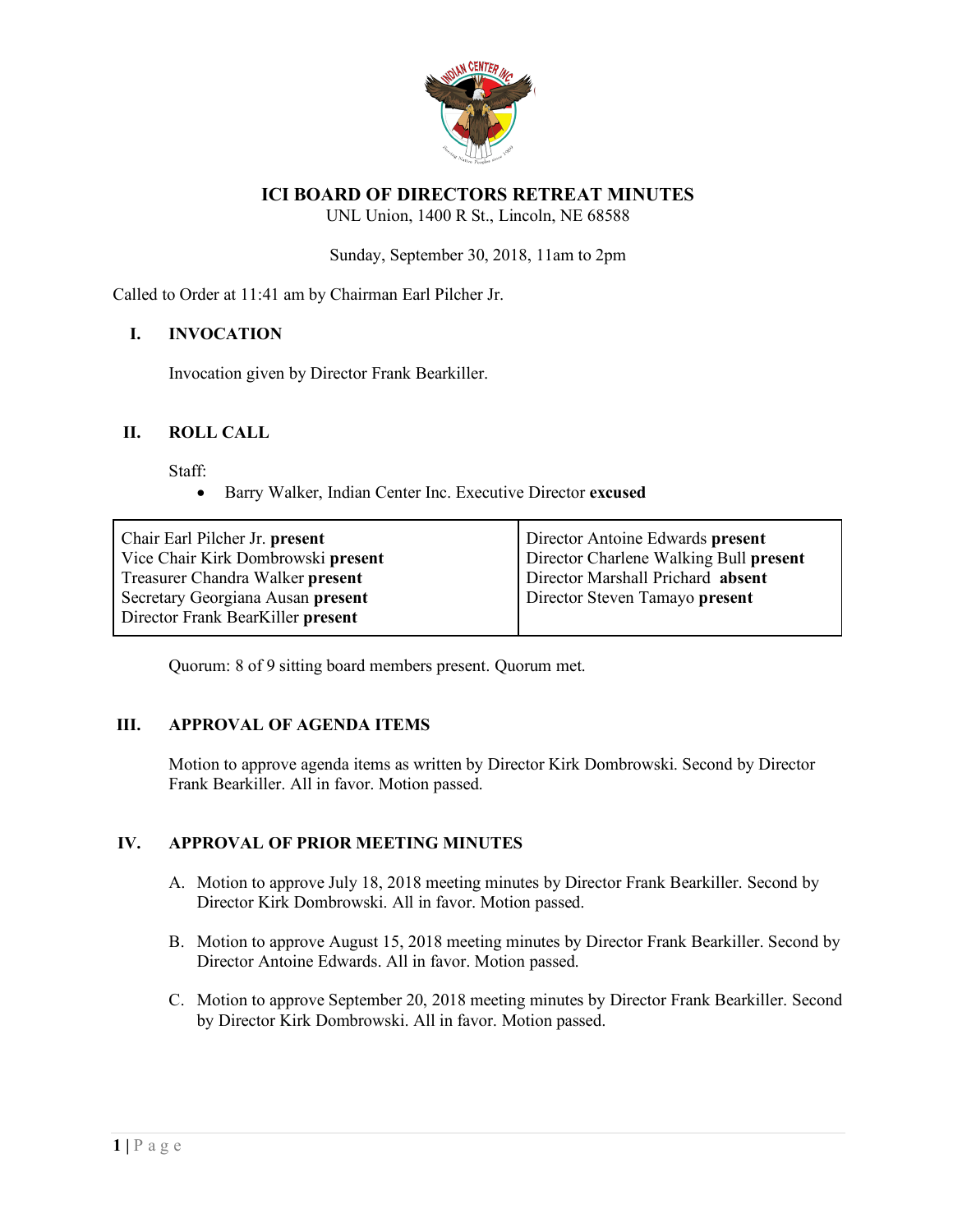# ICI BOARD OF DIRECTORS RETREAT MINUTES

UNL Union, 1400 R St., Lincoln, NE 68588

Sunday, September 30, 2018, 11am to 2pm

Called to Order at 11:41 am by Chairman Earl Pilcher Jr.

## I. INVOCATION

Invocation given by Director Frank Bearkiller.

## II. ROLL CALL

Staff:

- Barry Walker, Indian Center Inc. Executive Director **excused**

| | |
|---|---|
| Chair Earl Pilcher Jr. **present** | Director Antoine Edwards **present** |
| Vice Chair Kirk Dombrowski **present** | Director Charlene Walking Bull **present** |
| Treasurer Chandra Walker **present** | Director Marshall Prichard **absent** |
| Secretary Georgiana Ausan **present** | Director Steven Tamayo **present** |
| Director Frank BearKiller **present** | |

Quorum: 8 of 9 sitting board members present. Quorum met.

## III. APPROVAL OF AGENDA ITEMS

Motion to approve agenda items as written by Director Kirk Dombrowski. Second by Director Frank Bearkiller. All in favor. Motion passed.

## IV. APPROVAL OF PRIOR MEETING MINUTES

A. Motion to approve July 18, 2018 meeting minutes by Director Frank Bearkiller. Second by Director Kirk Dombrowski. All in favor. Motion passed.

B. Motion to approve August 15, 2018 meeting minutes by Director Frank Bearkiller. Second by Director Antoine Edwards. All in favor. Motion passed.

C. Motion to approve September 20, 2018 meeting minutes by Director Frank Bearkiller. Second by Director Kirk Dombrowski. All in favor. Motion passed.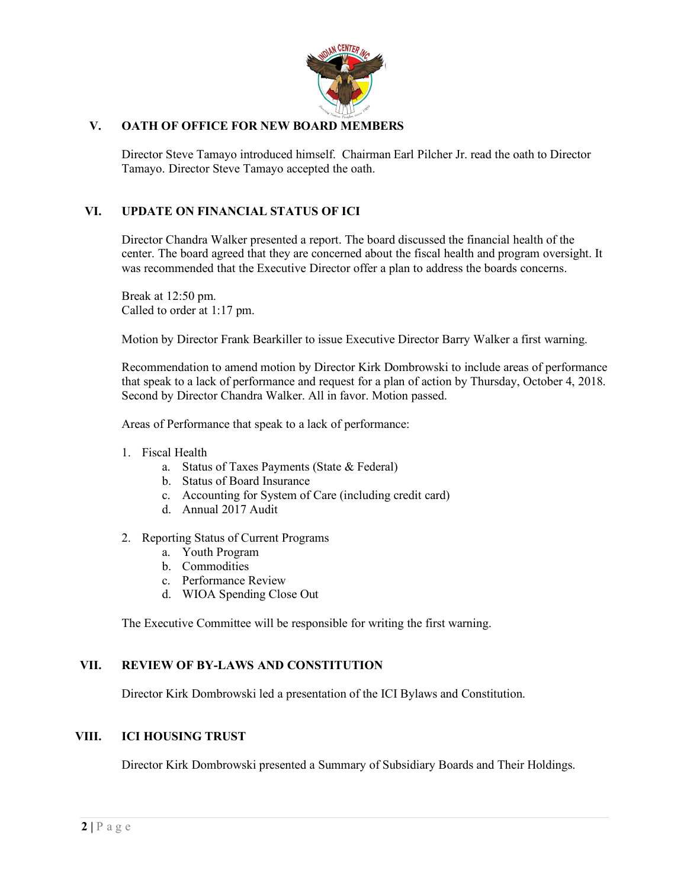## V. OATH OF OFFICE FOR NEW BOARD MEMBERS

Director Steve Tamayo introduced himself. Chairman Earl Pilcher Jr. read the oath to Director Tamayo. Director Steve Tamayo accepted the oath.

## VI. UPDATE ON FINANCIAL STATUS OF ICI

Director Chandra Walker presented a report. The board discussed the financial health of the center. The board agreed that they are concerned about the fiscal health and program oversight. It was recommended that the Executive Director offer a plan to address the boards concerns.

Break at 12:50 pm.
Called to order at 1:17 pm.

Motion by Director Frank Bearkiller to issue Executive Director Barry Walker a first warning.

Recommendation to amend motion by Director Kirk Dombrowski to include areas of performance that speak to a lack of performance and request for a plan of action by Thursday, October 4, 2018. Second by Director Chandra Walker. All in favor. Motion passed.

Areas of Performance that speak to a lack of performance:

1. Fiscal Health
    a. Status of Taxes Payments (State & Federal)
    b. Status of Board Insurance
    c. Accounting for System of Care (including credit card)
    d. Annual 2017 Audit

2. Reporting Status of Current Programs
    a. Youth Program
    b. Commodities
    c. Performance Review
    d. WIOA Spending Close Out

The Executive Committee will be responsible for writing the first warning.

## VII. REVIEW OF BY-LAWS AND CONSTITUTION

Director Kirk Dombrowski led a presentation of the ICI Bylaws and Constitution.

## VIII. ICI HOUSING TRUST

Director Kirk Dombrowski presented a Summary of Subsidiary Boards and Their Holdings.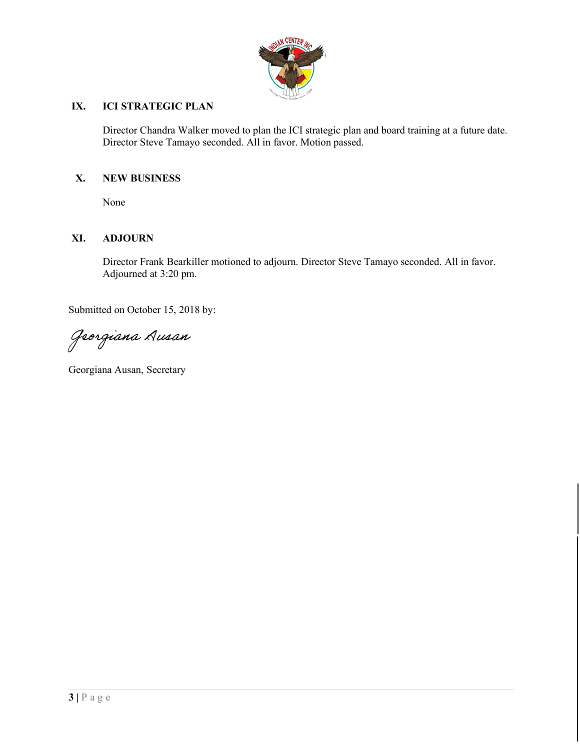## IX. ICI STRATEGIC PLAN

Director Chandra Walker moved to plan the ICI strategic plan and board training at a future date. Director Steve Tamayo seconded. All in favor. Motion passed.

## X. NEW BUSINESS

None

## XI. ADJOURN

Director Frank Bearkiller motioned to adjourn. Director Steve Tamayo seconded. All in favor. Adjourned at 3:20 pm.

Submitted on October 15, 2018 by:

*Georgiana Ausan*

Georgiana Ausan, Secretary